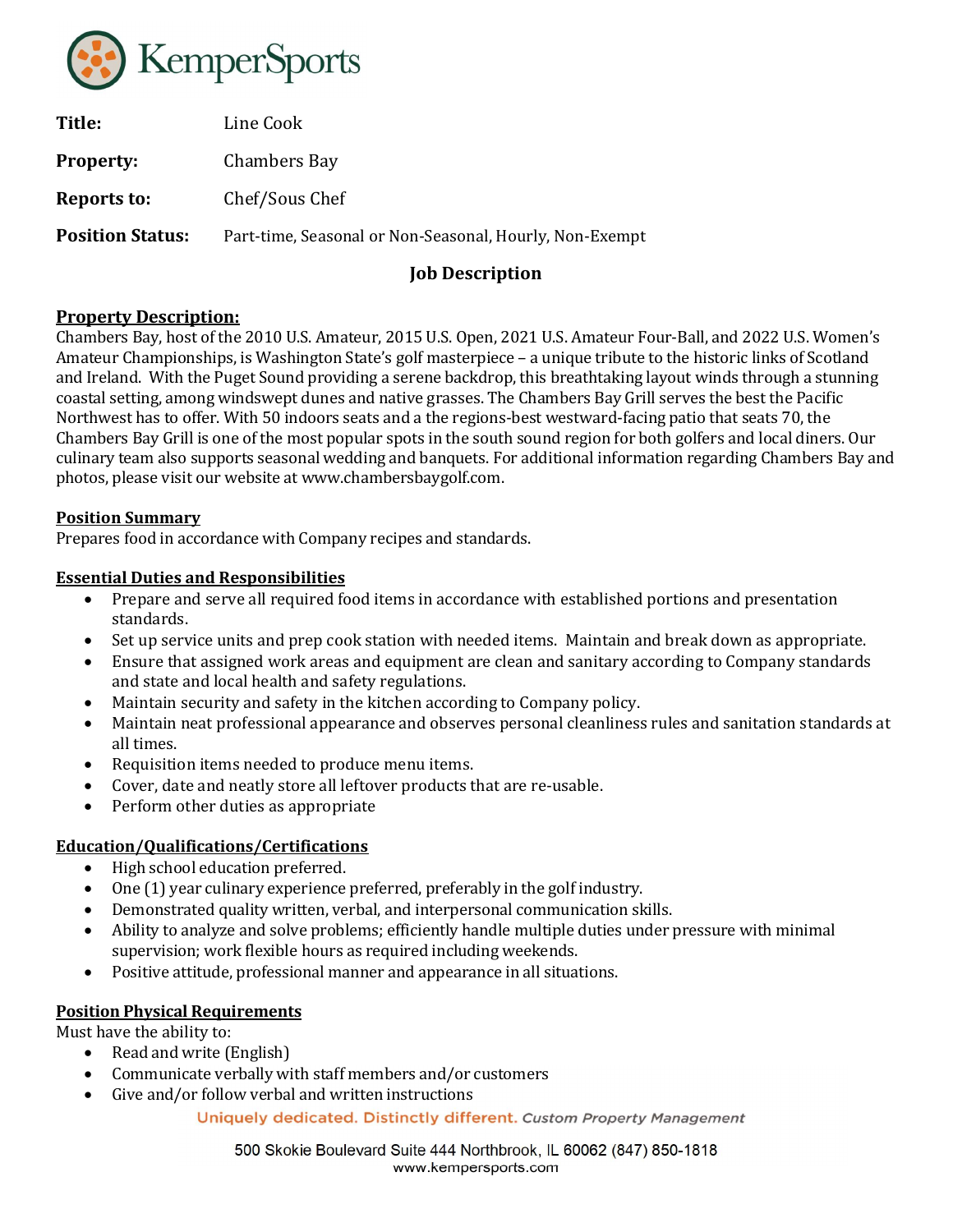**Title:** Line Cook

**Property:** Chambers Bay

**Reports to:** Chef/Sous Chef

**Position Status:** Part-time, Seasonal or Non-Seasonal, Hourly, Non-Exempt

## Job Description

### Property Description:

Chambers Bay, host of the 2010 U.S. Amateur, 2015 U.S. Open, 2021 U.S. Amateur Four-Ball, and 2022 U.S. Women's Amateur Championships, is Washington State's golf masterpiece – a unique tribute to the historic links of Scotland and Ireland. With the Puget Sound providing a serene backdrop, this breathtaking layout winds through a stunning coastal setting, among windswept dunes and native grasses. The Chambers Bay Grill serves the best the Pacific Northwest has to offer. With 50 indoors seats and a the regions-best westward-facing patio that seats 70, the Chambers Bay Grill is one of the most popular spots in the south sound region for both golfers and local diners. Our culinary team also supports seasonal wedding and banquets. For additional information regarding Chambers Bay and photos, please visit our website at www.chambersbaygolf.com.

### Position Summary

Prepares food in accordance with Company recipes and standards.

### Essential Duties and Responsibilities

- Prepare and serve all required food items in accordance with established portions and presentation standards.
- Set up service units and prep cook station with needed items. Maintain and break down as appropriate.
- Ensure that assigned work areas and equipment are clean and sanitary according to Company standards and state and local health and safety regulations.
- Maintain security and safety in the kitchen according to Company policy.
- Maintain neat professional appearance and observes personal cleanliness rules and sanitation standards at all times.
- Requisition items needed to produce menu items.
- Cover, date and neatly store all leftover products that are re-usable.
- Perform other duties as appropriate

### Education/Qualifications/Certifications

- High school education preferred.
- One (1) year culinary experience preferred, preferably in the golf industry.
- Demonstrated quality written, verbal, and interpersonal communication skills.
- Ability to analyze and solve problems; efficiently handle multiple duties under pressure with minimal supervision; work flexible hours as required including weekends.
- Positive attitude, professional manner and appearance in all situations.

### Position Physical Requirements

Must have the ability to:

- Read and write (English)
- Communicate verbally with staff members and/or customers
- Give and/or follow verbal and written instructions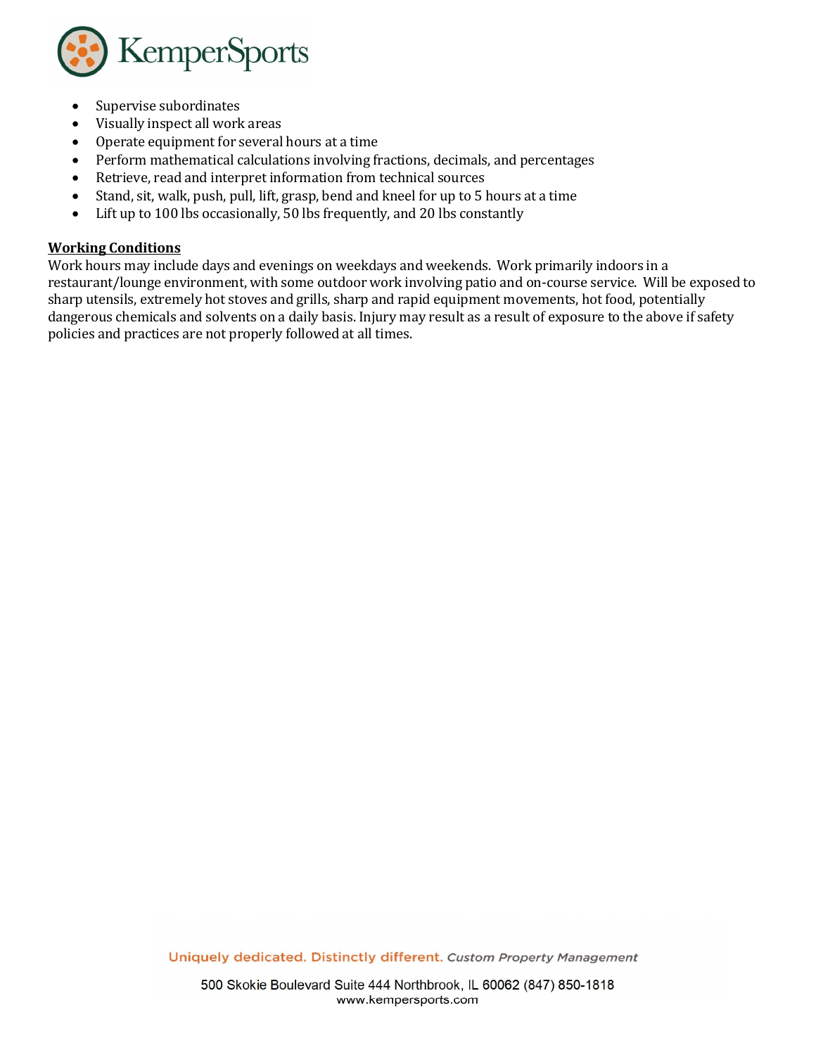- Supervise subordinates
- Visually inspect all work areas
- Operate equipment for several hours at a time
- Perform mathematical calculations involving fractions, decimals, and percentages
- Retrieve, read and interpret information from technical sources
- Stand, sit, walk, push, pull, lift, grasp, bend and kneel for up to 5 hours at a time
- Lift up to 100 lbs occasionally, 50 lbs frequently, and 20 lbs constantly

**Working Conditions**

Work hours may include days and evenings on weekdays and weekends. Work primarily indoors in a restaurant/lounge environment, with some outdoor work involving patio and on-course service. Will be exposed to sharp utensils, extremely hot stoves and grills, sharp and rapid equipment movements, hot food, potentially dangerous chemicals and solvents on a daily basis. Injury may result as a result of exposure to the above if safety policies and practices are not properly followed at all times.